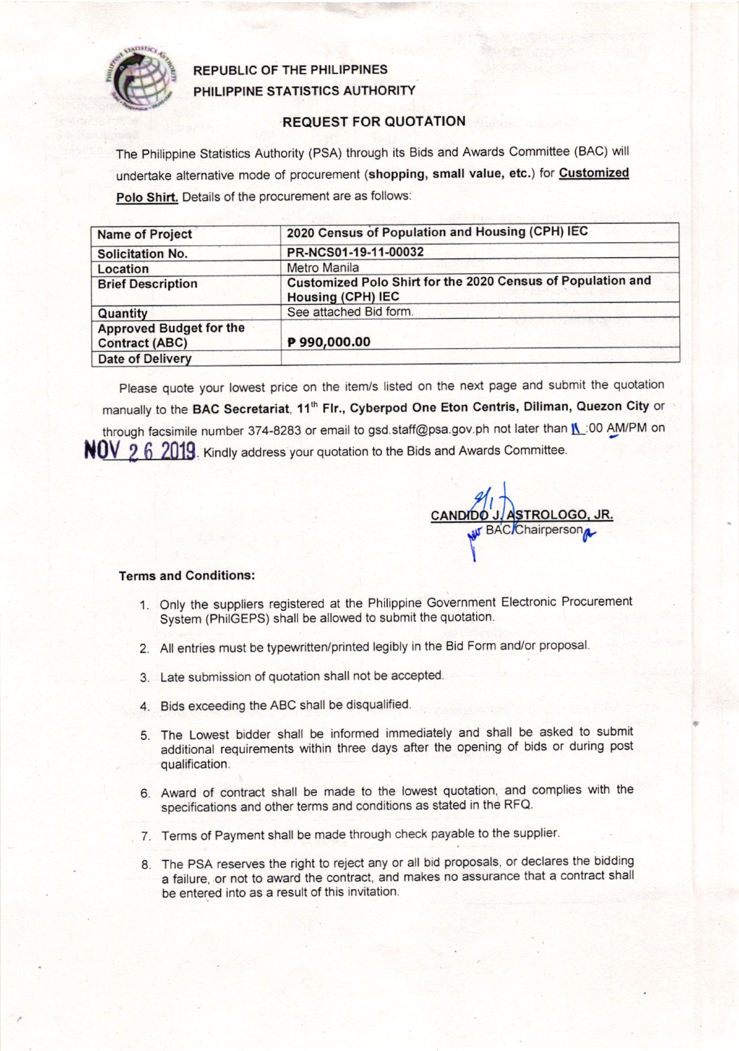REPUBLIC OF THE PHILIPPINES
PHILIPPINE STATISTICS AUTHORITY

## REQUEST FOR QUOTATION

The Philippine Statistics Authority (PSA) through its Bids and Awards Committee (BAC) will undertake alternative mode of procurement (**shopping, small value, etc.**) for **Customized Polo Shirt.** Details of the procurement are as follows:

| Name of Project | 2020 Census of Population and Housing (CPH) IEC |
|---|---|
| Solicitation No. | PR-NCS01-19-11-00032 |
| Location | Metro Manila |
| Brief Description | Customized Polo Shirt for the 2020 Census of Population and Housing (CPH) IEC |
| Quantity | See attached Bid form. |
| Approved Budget for the Contract (ABC) | ₱ 990,000.00 |
| Date of Delivery | |

Please quote your lowest price on the item/s listed on the next page and submit the quotation manually to the **BAC Secretariat, 11th Flr., Cyberpod One Eton Centris, Diliman, Quezon City** or through facsimile number 374-8283 or email to gsd.staff@psa.gov.ph not later than 11:00 AM/PM on NOV 26 2019. Kindly address your quotation to the Bids and Awards Committee.

CANDIDO J. ASTROLOGO, JR.
BAC Chairperson

**Terms and Conditions:**

1. Only the suppliers registered at the Philippine Government Electronic Procurement System (PhilGEPS) shall be allowed to submit the quotation.
2. All entries must be typewritten/printed legibly in the Bid Form and/or proposal.
3. Late submission of quotation shall not be accepted.
4. Bids exceeding the ABC shall be disqualified.
5. The Lowest bidder shall be informed immediately and shall be asked to submit additional requirements within three days after the opening of bids or during post qualification.
6. Award of contract shall be made to the lowest quotation, and complies with the specifications and other terms and conditions as stated in the RFQ.
7. Terms of Payment shall be made through check payable to the supplier.
8. The PSA reserves the right to reject any or all bid proposals, or declares the bidding a failure, or not to award the contract, and makes no assurance that a contract shall be entered into as a result of this invitation.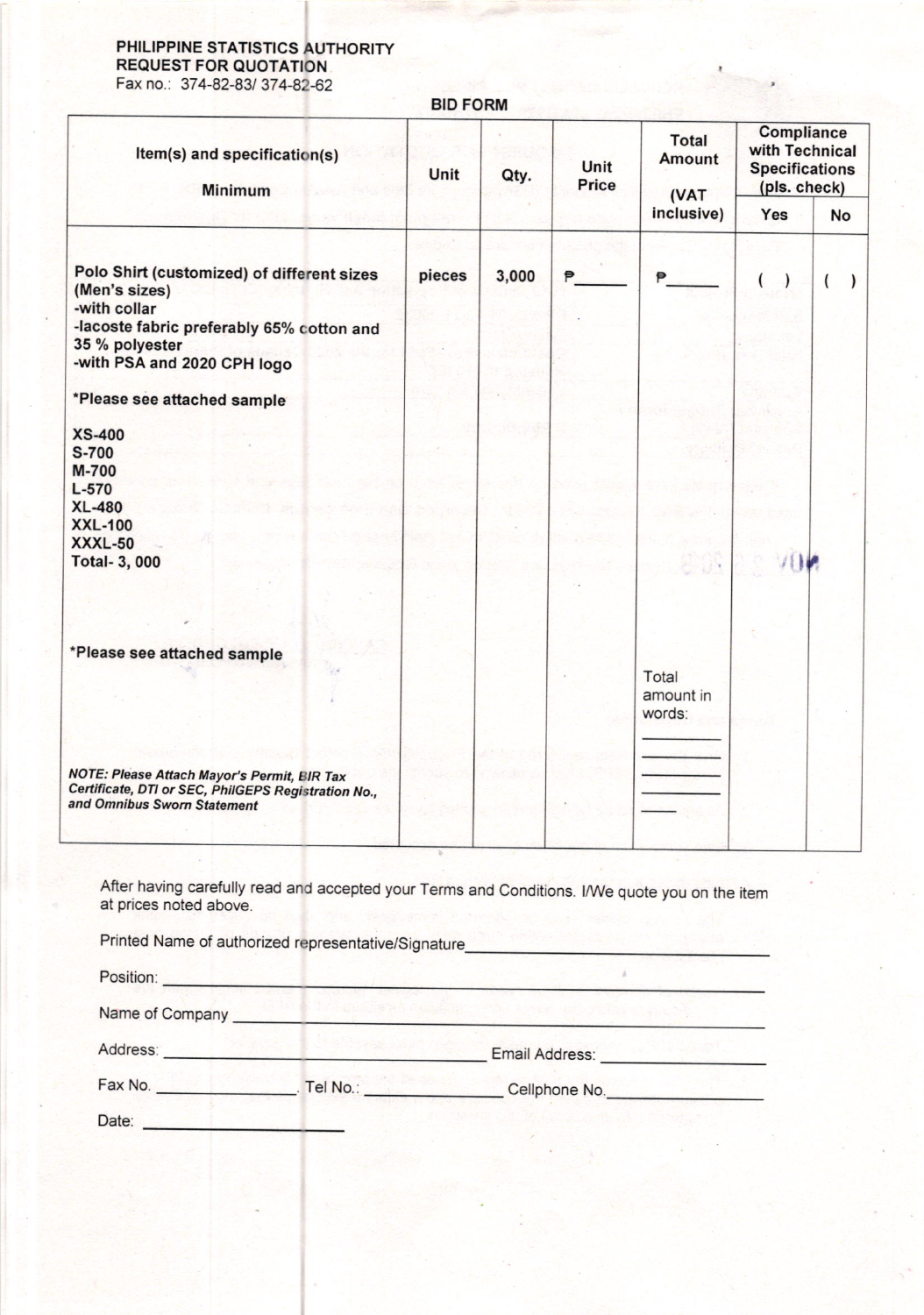**PHILIPPINE STATISTICS AUTHORITY**
**REQUEST FOR QUOTATION**
Fax no.: 374-82-83/ 374-82-62

**BID FORM**

| Item(s) and specification(s) Minimum | Unit | Qty. | Unit Price | Total Amount (VAT inclusive) | Compliance with Technical Specifications (pls. check) | |
|---|---|---|---|---|---|---|
| | | | | | Yes | No |
| **Polo Shirt (customized) of different sizes (Men's sizes)**<br>**-with collar**<br>**-lacoste fabric preferably 65% cotton and 35 % polyester**<br>**-with PSA and 2020 CPH logo**<br><br>**\*Please see attached sample**<br><br>**XS-400**<br>**S-700**<br>**M-700**<br>**L-570**<br>**XL-480**<br>**XXL-100**<br>**XXXL-50**<br>**Total- 3, 000**<br><br>**\*Please see attached sample**<br><br>***NOTE: Please Attach Mayor's Permit, BIR Tax Certificate, DTI or SEC, PhilGEPS Registration No., and Omnibus Sworn Statement*** | **pieces** | **3,000** | **₱\_\_\_\_\_\_** | **₱\_\_\_\_\_\_**<br><br>Total amount in words:<br>\_\_\_\_\_\_\_\_\_\_<br>\_\_\_\_\_\_\_\_\_\_<br>\_\_\_\_\_\_\_\_\_\_<br>\_\_\_\_\_\_\_\_\_\_ | ( ) | ( ) |

After having carefully read and accepted your Terms and Conditions. I/We quote you on the item at prices noted above.

Printed Name of authorized representative/Signature\_\_\_\_\_\_\_\_\_\_\_\_\_\_\_\_\_\_\_\_\_\_\_\_

Position: \_\_\_\_\_\_\_\_\_\_\_\_\_\_\_\_\_\_\_\_\_\_\_\_\_\_\_\_\_\_\_\_\_\_\_\_\_\_\_\_

Name of Company \_\_\_\_\_\_\_\_\_\_\_\_\_\_\_\_\_\_\_\_\_\_\_\_\_\_\_\_\_\_\_\_\_\_\_\_\_\_

Address: \_\_\_\_\_\_\_\_\_\_\_\_\_\_\_\_\_\_\_\_\_\_\_\_\_ Email Address: \_\_\_\_\_\_\_\_\_\_\_\_\_\_\_\_

Fax No. \_\_\_\_\_\_\_\_\_\_\_\_. Tel No.: \_\_\_\_\_\_\_\_\_\_\_\_ Cellphone No.\_\_\_\_\_\_\_\_\_\_\_\_\_\_\_\_

Date: \_\_\_\_\_\_\_\_\_\_\_\_\_\_\_\_\_\_\_\_